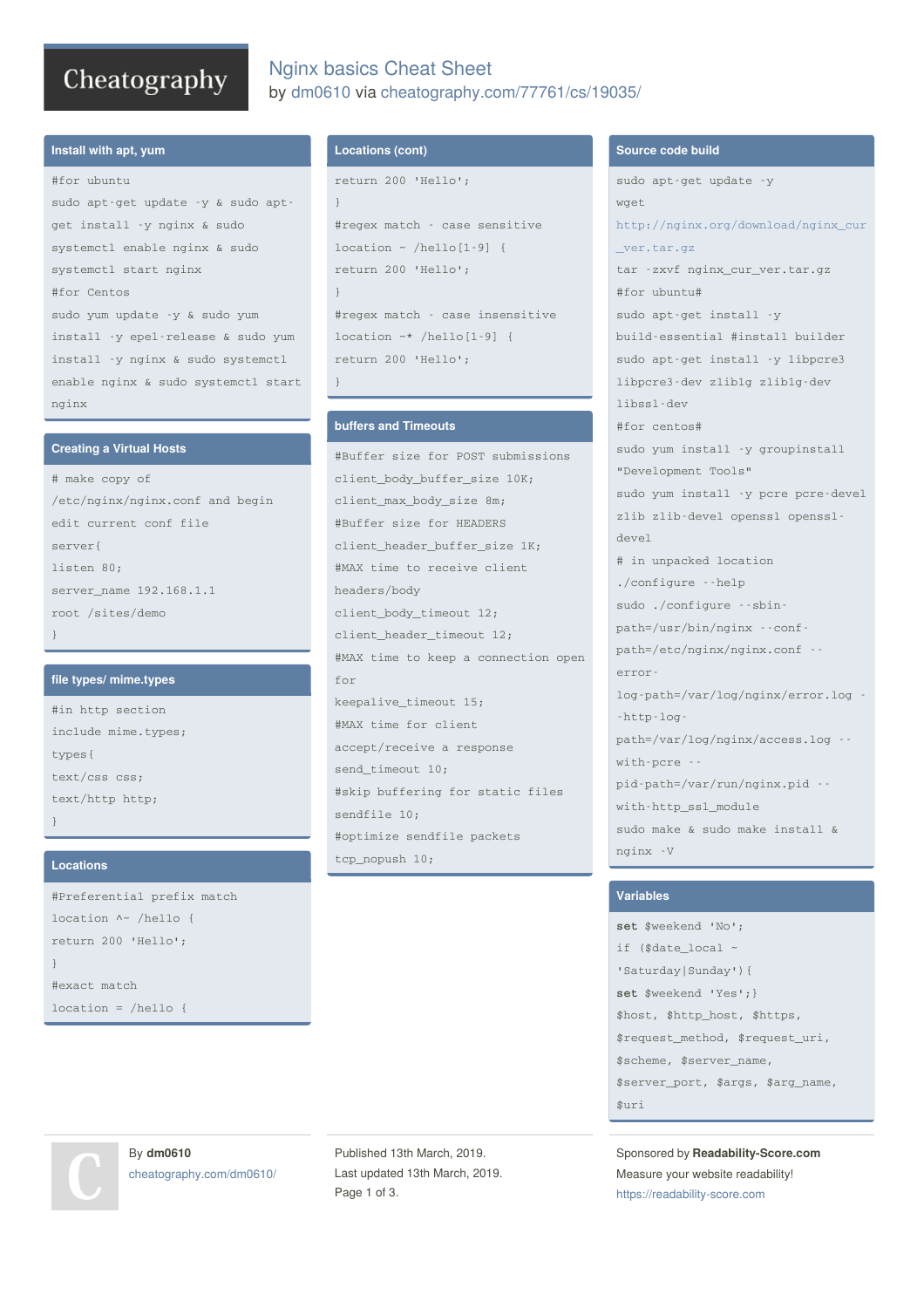# Nginx basics Cheat Sheet

by dm0610 via cheatography.com/77761/cs/19035/

## Install with apt, yum

```
#for ubuntu
sudo apt-get update -y & sudo apt-get install -y nginx & sudo systemctl enable nginx & sudo systemctl start nginx
#for Centos
sudo yum update -y & sudo yum install -y epel-release & sudo yum install -y nginx & sudo systemctl enable nginx & sudo systemctl start nginx
```

## Creating a Virtual Hosts

```
# make copy of /etc/nginx/nginx.conf and begin edit current conf file
server{
listen 80;
server_name 192.168.1.1
root /sites/demo
}
```

## file types/ mime.types

```
#in http section
include mime.types;
types{
text/css css;
text/http http;
}
```

## Locations

```
#Preferential prefix match
location ^~ /hello {
return 200 'Hello';
}
#exact match
location = /hello {
```

## Locations (cont)

```
return 200 'Hello';
}
#regex match - case sensitive
location ~ /hello[1-9] {
return 200 'Hello';
}
#regex match - case insensitive
location ~* /hello[1-9] {
return 200 'Hello';
}
```

## buffers and Timeouts

```
#Buffer size for POST submissions
client_body_buffer_size 10K;
client_max_body_size 8m;
#Buffer size for HEADERS
client_header_buffer_size 1K;
#MAX time to receive client headers/body
client_body_timeout 12;
client_header_timeout 12;
#MAX time to keep a connection open for
keepalive_timeout 15;
#MAX time for client accept/receive a response
send_timeout 10;
#skip buffering for static files
sendfile 10;
#optimize sendfile packets
tcp_nopush 10;
```

## Source code build

```
sudo apt-get update -y
wget http://nginx.org/download/nginx_cur_ver.tar.gz
tar -zxvf nginx_cur_ver.tar.gz
#for ubuntu#
sudo apt-get install -y build-essential #install builder
sudo apt-get install -y libpcre3 libpcre3-dev zlib1g zlib1g-dev libssl-dev
#for centos#
sudo yum install -y groupinstall "Development Tools"
sudo yum install -y pcre pcre-devel zlib zlib-devel openssl openssl-devel
# in unpacked location
./configure --help
sudo ./configure --sbin-path=/usr/bin/nginx --conf-path=/etc/nginx/nginx.conf --error-log-path=/var/log/nginx/error.log --http-log-path=/var/log/nginx/access.log --with-pcre --pid-path=/var/run/nginx.pid --with-http_ssl_module
sudo make & sudo make install & nginx -V
```

## Variables

```
set $weekend 'No';
if ($date_local ~ 'Saturday|Sunday'){
set $weekend 'Yes';}
$host, $http_host, $https, $request_method, $request_uri, $scheme, $server_name, $server_port, $args, $arg_name, $uri
```

By **dm0610**
cheatography.com/dm0610/

Published 13th March, 2019.
Last updated 13th March, 2019.

Sponsored by **Readability-Score.com**
Measure your website readability!
https://readability-score.com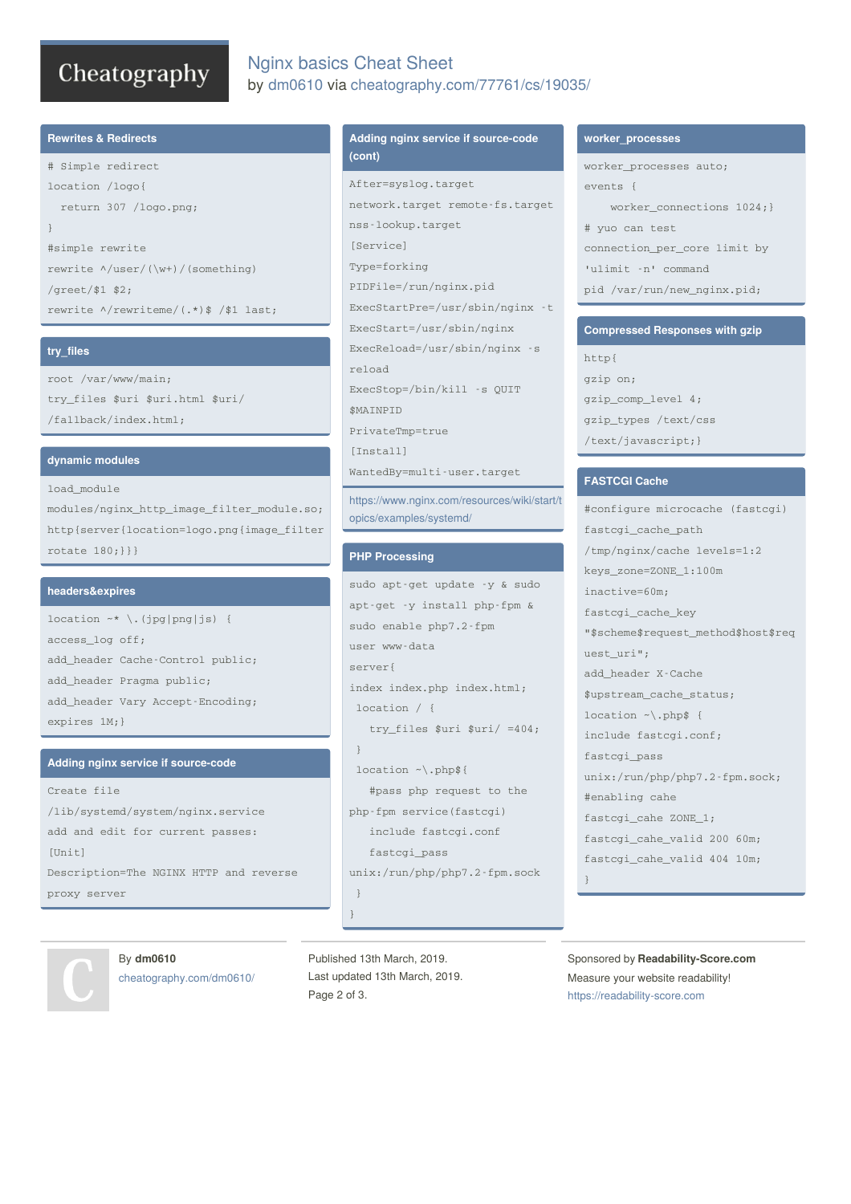# Nginx basics Cheat Sheet

by dm0610 via cheatography.com/77761/cs/19035/

## Rewrites & Redirects

```
# Simple redirect
location /logo{
  return 307 /logo.png;
}
#simple rewrite
rewrite ^/user/(\w+)/(something)
/greet/$1 $2;
rewrite ^/rewriteme/(.*)$ /$1 last;
```

## try_files

```
root /var/www/main;
try_files $uri $uri.html $uri/
/fallback/index.html;
```

## dynamic modules

```
load_module
modules/nginx_http_image_filter_module.so;
http{server{location=logo.png{image_filter
rotate 180;}}}
```

## headers&expires

```
location ~* \.(jpg|png|js) {
access_log off;
add_header Cache-Control public;
add_header Pragma public;
add_header Vary Accept-Encoding;
expires 1M;}
```

## Adding nginx service if source-code

```
Create file
/lib/systemd/system/nginx.service
add and edit for current passes:
[Unit]
Description=The NGINX HTTP and reverse
proxy server
```

## Adding nginx service if source-code (cont)

```
After=syslog.target
network.target remote-fs.target
nss-lookup.target
[Service]
Type=forking
PIDFile=/run/nginx.pid
ExecStartPre=/usr/sbin/nginx -t
ExecStart=/usr/sbin/nginx
ExecReload=/usr/sbin/nginx -s
reload
ExecStop=/bin/kill -s QUIT
$MAINPID
PrivateTmp=true
[Install]
WantedBy=multi-user.target
```

https://www.nginx.com/resources/wiki/start/topics/examples/systemd/

## PHP Processing

```
sudo apt-get update -y & sudo
apt-get -y install php-fpm &
sudo enable php7.2-fpm
user www-data
server{
index index.php index.html;
 location / {
   try_files $uri $uri/ =404;
 }
 location ~\.php${
   #pass php request to the
php-fpm service(fastcgi)
   include fastcgi.conf
   fastcgi_pass
unix:/run/php/php7.2-fpm.sock
 }
}
```

## worker_processes

```
worker_processes auto;
events {
    worker_connections 1024;}
# yuo can test
connection_per_core limit by
'ulimit -n' command
pid /var/run/new_nginx.pid;
```

## Compressed Responses with gzip

```
http{
gzip on;
gzip_comp_level 4;
gzip_types /text/css
/text/javascript;}
```

## FASTCGI Cache

```
#configure microcache (fastcgi)
fastcgi_cache_path
/tmp/nginx/cache levels=1:2
keys_zone=ZONE_1:100m
inactive=60m;
fastcgi_cache_key
"$scheme$request_method$host$req
uest_uri";
add_header X-Cache
$upstream_cache_status;
location ~\.php$ {
include fastcgi.conf;
fastcgi_pass
unix:/run/php/php7.2-fpm.sock;
#enabling cahe
fastcgi_cahe ZONE_1;
fastcgi_cahe_valid 200 60m;
fastcgi_cahe_valid 404 10m;
}
```

By **dm0610**
cheatography.com/dm0610/

Published 13th March, 2019.
Last updated 13th March, 2019.

Sponsored by **Readability-Score.com**
Measure your website readability!
https://readability-score.com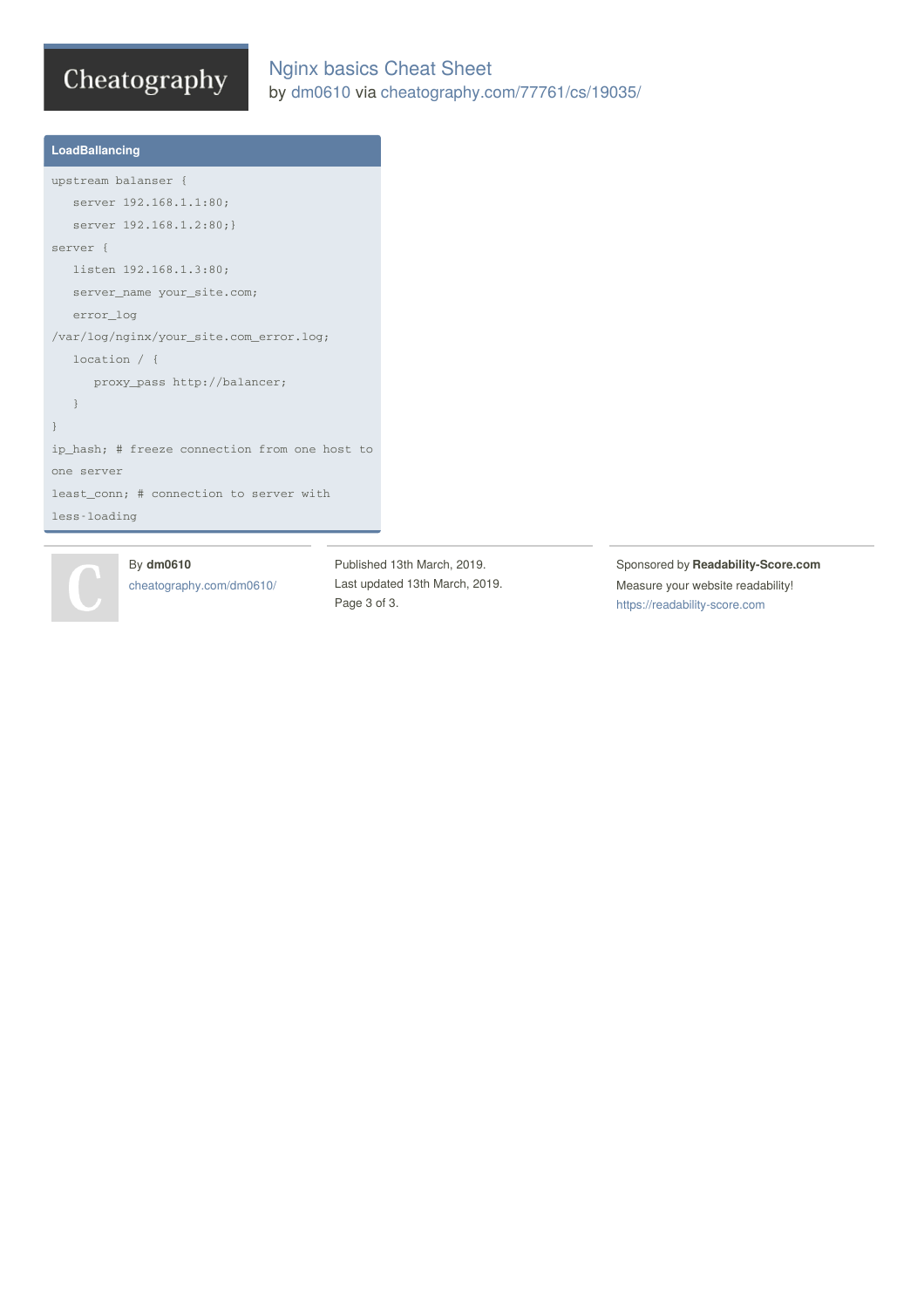## LoadBallancing

```
upstream balanser {
   server 192.168.1.1:80;
   server 192.168.1.2:80;}
server {
   listen 192.168.1.3:80;
   server_name your_site.com;
   error_log
/var/log/nginx/your_site.com_error.log;
   location / {
      proxy_pass http://balancer;
   }
}
ip_hash; # freeze connection from one host to
one server
least_conn; # connection to server with
less-loading
```

By **dm0610**
cheatography.com/dm0610/

Published 13th March, 2019.
Last updated 13th March, 2019.

Sponsored by **Readability-Score.com**
Measure your website readability!
https://readability-score.com